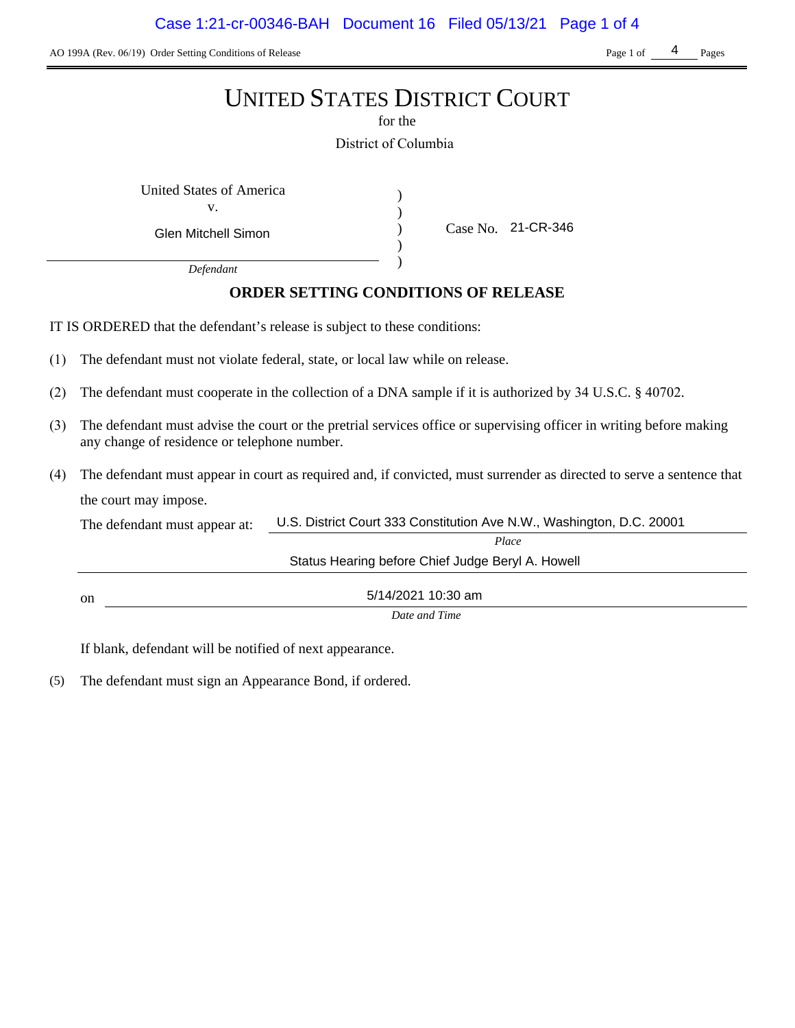# UNITED STATES DISTRICT COURT

for the

District of Columbia

United States of America
v.
Glen Mitchell Simon
*Defendant*

Case No. 21-CR-346

## ORDER SETTING CONDITIONS OF RELEASE

IT IS ORDERED that the defendant's release is subject to these conditions:

(1) The defendant must not violate federal, state, or local law while on release.

(2) The defendant must cooperate in the collection of a DNA sample if it is authorized by 34 U.S.C. § 40702.

(3) The defendant must advise the court or the pretrial services office or supervising officer in writing before making any change of residence or telephone number.

(4) The defendant must appear in court as required and, if convicted, must surrender as directed to serve a sentence that the court may impose.

The defendant must appear at: U.S. District Court 333 Constitution Ave N.W., Washington, D.C. 20001
*Place*

Status Hearing before Chief Judge Beryl A. Howell

on 5/14/2021 10:30 am
*Date and Time*

If blank, defendant will be notified of next appearance.

(5) The defendant must sign an Appearance Bond, if ordered.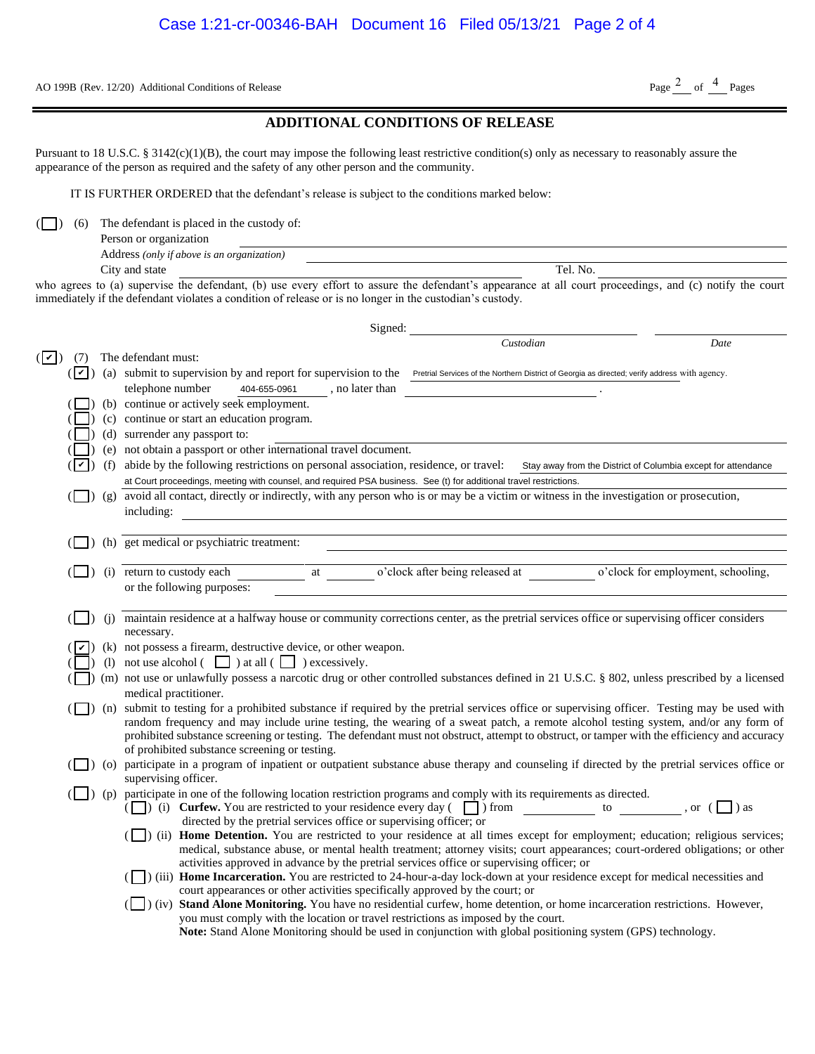AO 199B (Rev. 12/20) Additional Conditions of Release

## ADDITIONAL CONDITIONS OF RELEASE

Pursuant to 18 U.S.C. § 3142(c)(1)(B), the court may impose the following least restrictive condition(s) only as necessary to reasonably assure the appearance of the person as required and the safety of any other person and the community.

IT IS FURTHER ORDERED that the defendant's release is subject to the conditions marked below:

( ☐ ) (6) The defendant is placed in the custody of:

Person or organization ______________________________

Address *(only if above is an organization)* ______________________________

City and state ______________________________ Tel. No. ______________

who agrees to (a) supervise the defendant, (b) use every effort to assure the defendant's appearance at all court proceedings, and (c) notify the court immediately if the defendant violates a condition of release or is no longer in the custodian's custody.

Signed: ______________________________ ______________
*Custodian* *Date*

( ☑ ) (7) The defendant must:

- ( ☑ ) (a) submit to supervision by and report for supervision to the Pretrial Services of the Northern District of Georgia as directed; verify address with agency. telephone number 404-655-0961 , no later than ______________ .
- ( ☐ ) (b) continue or actively seek employment.
- ( ☐ ) (c) continue or start an education program.
- ( ☐ ) (d) surrender any passport to: ______________
- ( ☐ ) (e) not obtain a passport or other international travel document.
- ( ☑ ) (f) abide by the following restrictions on personal association, residence, or travel: Stay away from the District of Columbia except for attendance at Court proceedings, meeting with counsel, and required PSA business. See (t) for additional travel restrictions.
- ( ☐ ) (g) avoid all contact, directly or indirectly, with any person who is or may be a victim or witness in the investigation or prosecution, including: ______________
- ( ☐ ) (h) get medical or psychiatric treatment: ______________
- ( ☐ ) (i) return to custody each ________ at ________ o'clock after being released at ________ o'clock for employment, schooling, or the following purposes: ______________
- ( ☐ ) (j) maintain residence at a halfway house or community corrections center, as the pretrial services office or supervising officer considers necessary.
- ( ☑ ) (k) not possess a firearm, destructive device, or other weapon.
- ( ☐ ) (l) not use alcohol ( ☐ ) at all ( ☐ ) excessively.
- ( ☐ ) (m) not use or unlawfully possess a narcotic drug or other controlled substances defined in 21 U.S.C. § 802, unless prescribed by a licensed medical practitioner.
- ( ☐ ) (n) submit to testing for a prohibited substance if required by the pretrial services office or supervising officer. Testing may be used with random frequency and may include urine testing, the wearing of a sweat patch, a remote alcohol testing system, and/or any form of prohibited substance screening or testing. The defendant must not obstruct, attempt to obstruct, or tamper with the efficiency and accuracy of prohibited substance screening or testing.
- ( ☐ ) (o) participate in a program of inpatient or outpatient substance abuse therapy and counseling if directed by the pretrial services office or supervising officer.
- ( ☐ ) (p) participate in one of the following location restriction programs and comply with its requirements as directed.
  - ( ☐ ) (i) **Curfew.** You are restricted to your residence every day ( ☐ ) from ________ to ________ , or ( ☐ ) as directed by the pretrial services office or supervising officer; or
  - ( ☐ ) (ii) **Home Detention.** You are restricted to your residence at all times except for employment; education; religious services; medical, substance abuse, or mental health treatment; attorney visits; court appearances; court-ordered obligations; or other activities approved in advance by the pretrial services office or supervising officer; or
  - ( ☐ ) (iii) **Home Incarceration.** You are restricted to 24-hour-a-day lock-down at your residence except for medical necessities and court appearances or other activities specifically approved by the court; or
  - ( ☐ ) (iv) **Stand Alone Monitoring.** You have no residential curfew, home detention, or home incarceration restrictions. However, you must comply with the location or travel restrictions as imposed by the court.
    **Note:** Stand Alone Monitoring should be used in conjunction with global positioning system (GPS) technology.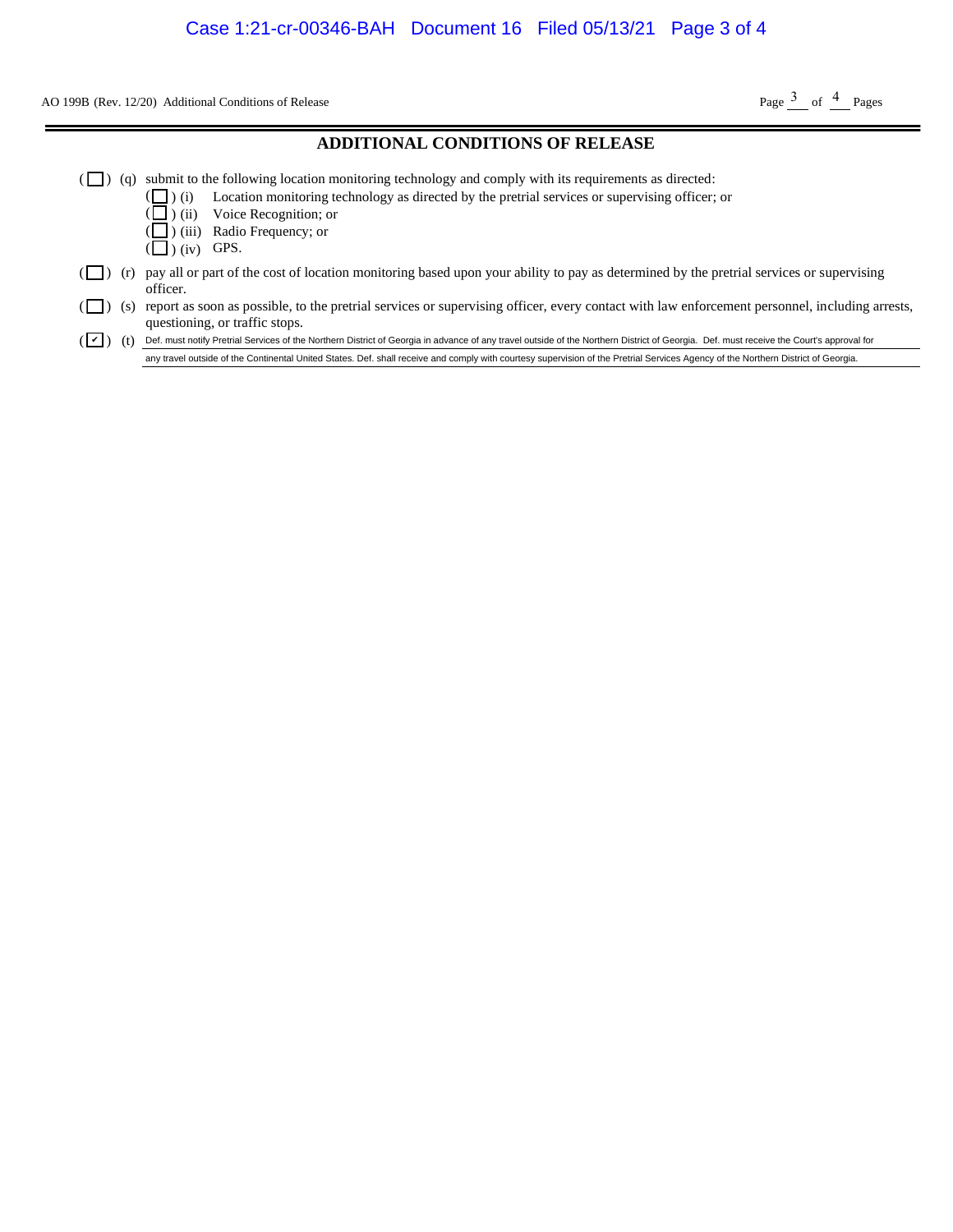AO 199B (Rev. 12/20) Additional Conditions of Release

## ADDITIONAL CONDITIONS OF RELEASE

( ☐ ) (q) submit to the following location monitoring technology and comply with its requirements as directed:

- ( ☐ ) (i) Location monitoring technology as directed by the pretrial services or supervising officer; or
- ( ☐ ) (ii) Voice Recognition; or
- ( ☐ ) (iii) Radio Frequency; or
- ( ☐ ) (iv) GPS.

( ☐ ) (r) pay all or part of the cost of location monitoring based upon your ability to pay as determined by the pretrial services or supervising officer.

( ☐ ) (s) report as soon as possible, to the pretrial services or supervising officer, every contact with law enforcement personnel, including arrests, questioning, or traffic stops.

( ☑ ) (t) Def. must notify Pretrial Services of the Northern District of Georgia in advance of any travel outside of the Northern District of Georgia. Def. must receive the Court's approval for any travel outside of the Continental United States. Def. shall receive and comply with courtesy supervision of the Pretrial Services Agency of the Northern District of Georgia.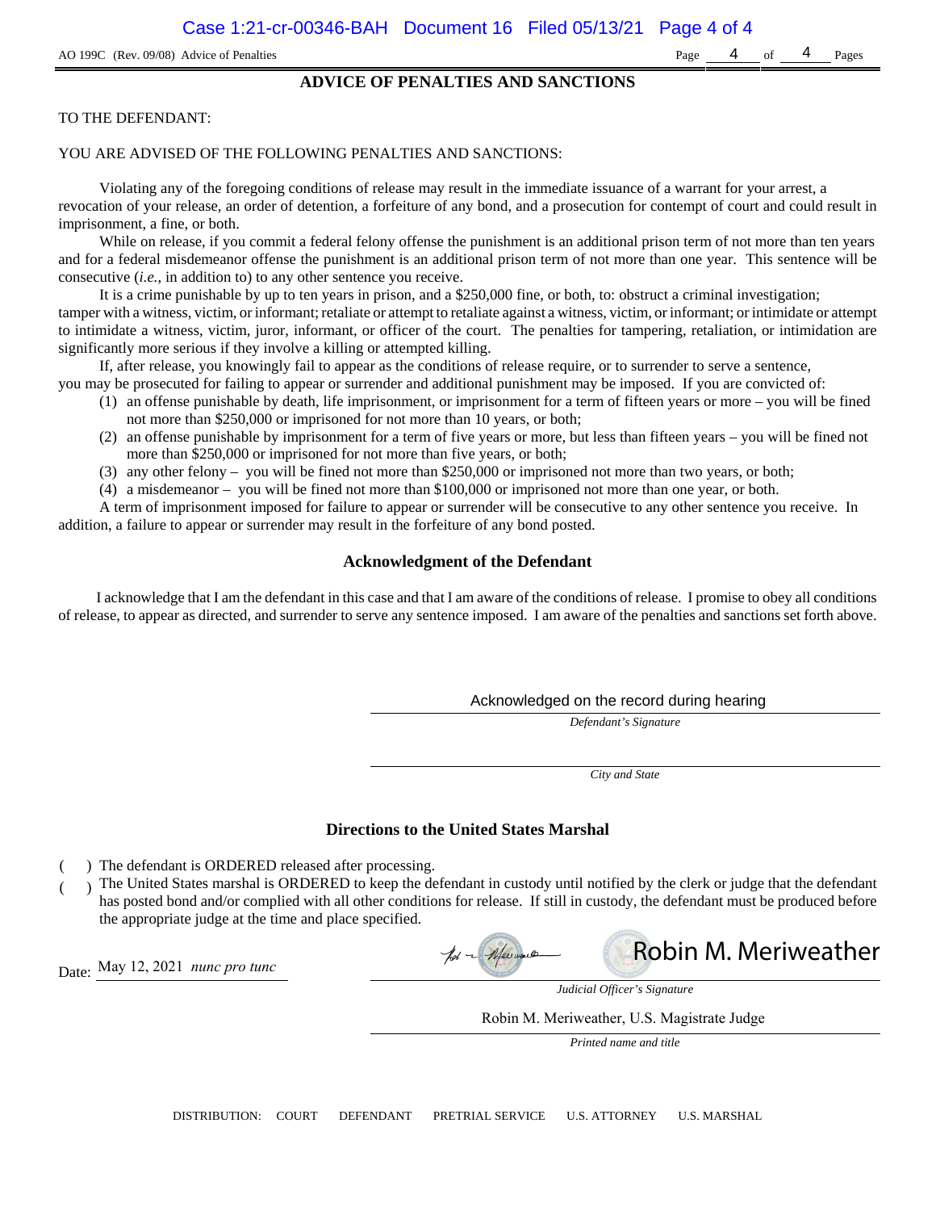AO 199C (Rev. 09/08) Advice of Penalties

## ADVICE OF PENALTIES AND SANCTIONS

TO THE DEFENDANT:

YOU ARE ADVISED OF THE FOLLOWING PENALTIES AND SANCTIONS:

Violating any of the foregoing conditions of release may result in the immediate issuance of a warrant for your arrest, a revocation of your release, an order of detention, a forfeiture of any bond, and a prosecution for contempt of court and could result in imprisonment, a fine, or both.

While on release, if you commit a federal felony offense the punishment is an additional prison term of not more than ten years and for a federal misdemeanor offense the punishment is an additional prison term of not more than one year. This sentence will be consecutive (*i.e.*, in addition to) to any other sentence you receive.

It is a crime punishable by up to ten years in prison, and a $250,000 fine, or both, to: obstruct a criminal investigation; tamper with a witness, victim, or informant; retaliate or attempt to retaliate against a witness, victim, or informant; or intimidate or attempt to intimidate a witness, victim, juror, informant, or officer of the court. The penalties for tampering, retaliation, or intimidation are significantly more serious if they involve a killing or attempted killing.

If, after release, you knowingly fail to appear as the conditions of release require, or to surrender to serve a sentence, you may be prosecuted for failing to appear or surrender and additional punishment may be imposed. If you are convicted of:

(1) an offense punishable by death, life imprisonment, or imprisonment for a term of fifteen years or more – you will be fined not more than $250,000 or imprisoned for not more than 10 years, or both;

(2) an offense punishable by imprisonment for a term of five years or more, but less than fifteen years – you will be fined not more than $250,000 or imprisoned for not more than five years, or both;

(3) any other felony – you will be fined not more than $250,000 or imprisoned not more than two years, or both;

(4) a misdemeanor – you will be fined not more than $100,000 or imprisoned not more than one year, or both.

A term of imprisonment imposed for failure to appear or surrender will be consecutive to any other sentence you receive. In addition, a failure to appear or surrender may result in the forfeiture of any bond posted.

### Acknowledgment of the Defendant

I acknowledge that I am the defendant in this case and that I am aware of the conditions of release. I promise to obey all conditions of release, to appear as directed, and surrender to serve any sentence imposed. I am aware of the penalties and sanctions set forth above.

Acknowledged on the record during hearing
*Defendant's Signature*

*City and State*

### Directions to the United States Marshal

( ) The defendant is ORDERED released after processing.

( ) The United States marshal is ORDERED to keep the defendant in custody until notified by the clerk or judge that the defendant has posted bond and/or complied with all other conditions for release. If still in custody, the defendant must be produced before the appropriate judge at the time and place specified.

Date: May 12, 2021 *nunc pro tunc*

Robin M. Meriweather
*Judicial Officer's Signature*

Robin M. Meriweather, U.S. Magistrate Judge
*Printed name and title*

DISTRIBUTION: COURT DEFENDANT PRETRIAL SERVICE U.S. ATTORNEY U.S. MARSHAL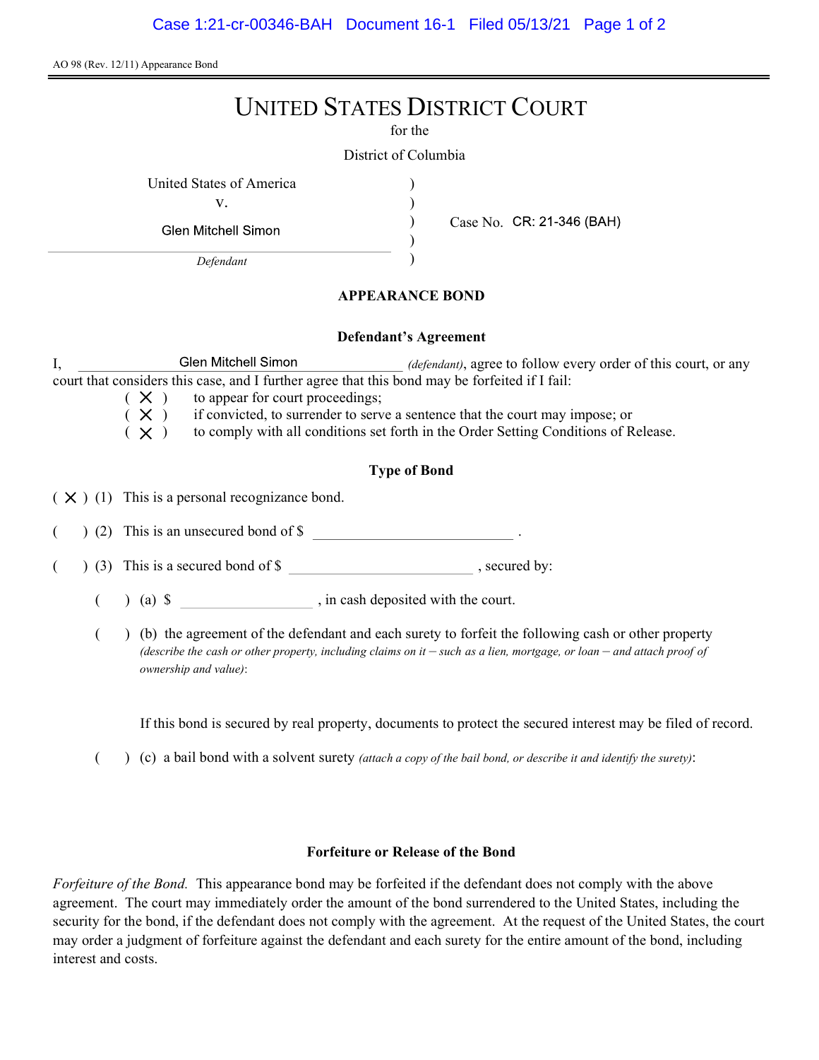AO 98 (Rev. 12/11) Appearance Bond

# UNITED STATES DISTRICT COURT

for the

District of Columbia

| | | |
|---|---|---|
| United States of America<br>v.<br>Glen Mitchell Simon<br>*Defendant* | ) | Case No. CR: 21-346 (BAH) |

## APPEARANCE BOND

### Defendant's Agreement

I, Glen Mitchell Simon *(defendant)*, agree to follow every order of this court, or any court that considers this case, and I further agree that this bond may be forfeited if I fail:

( X ) to appear for court proceedings;
( X ) if convicted, to surrender to serve a sentence that the court may impose; or
( X ) to comply with all conditions set forth in the Order Setting Conditions of Release.

### Type of Bond

( X ) (1) This is a personal recognizance bond.

(   ) (2) This is an unsecured bond of $ ____________ .

(   ) (3) This is a secured bond of $ ____________ , secured by:

(   ) (a) $ ____________ , in cash deposited with the court.

(   ) (b) the agreement of the defendant and each surety to forfeit the following cash or other property *(describe the cash or other property, including claims on it – such as a lien, mortgage, or loan – and attach proof of ownership and value)*:

If this bond is secured by real property, documents to protect the secured interest may be filed of record.

(   ) (c) a bail bond with a solvent surety *(attach a copy of the bail bond, or describe it and identify the surety)*:

### Forfeiture or Release of the Bond

*Forfeiture of the Bond.* This appearance bond may be forfeited if the defendant does not comply with the above agreement. The court may immediately order the amount of the bond surrendered to the United States, including the security for the bond, if the defendant does not comply with the agreement. At the request of the United States, the court may order a judgment of forfeiture against the defendant and each surety for the entire amount of the bond, including interest and costs.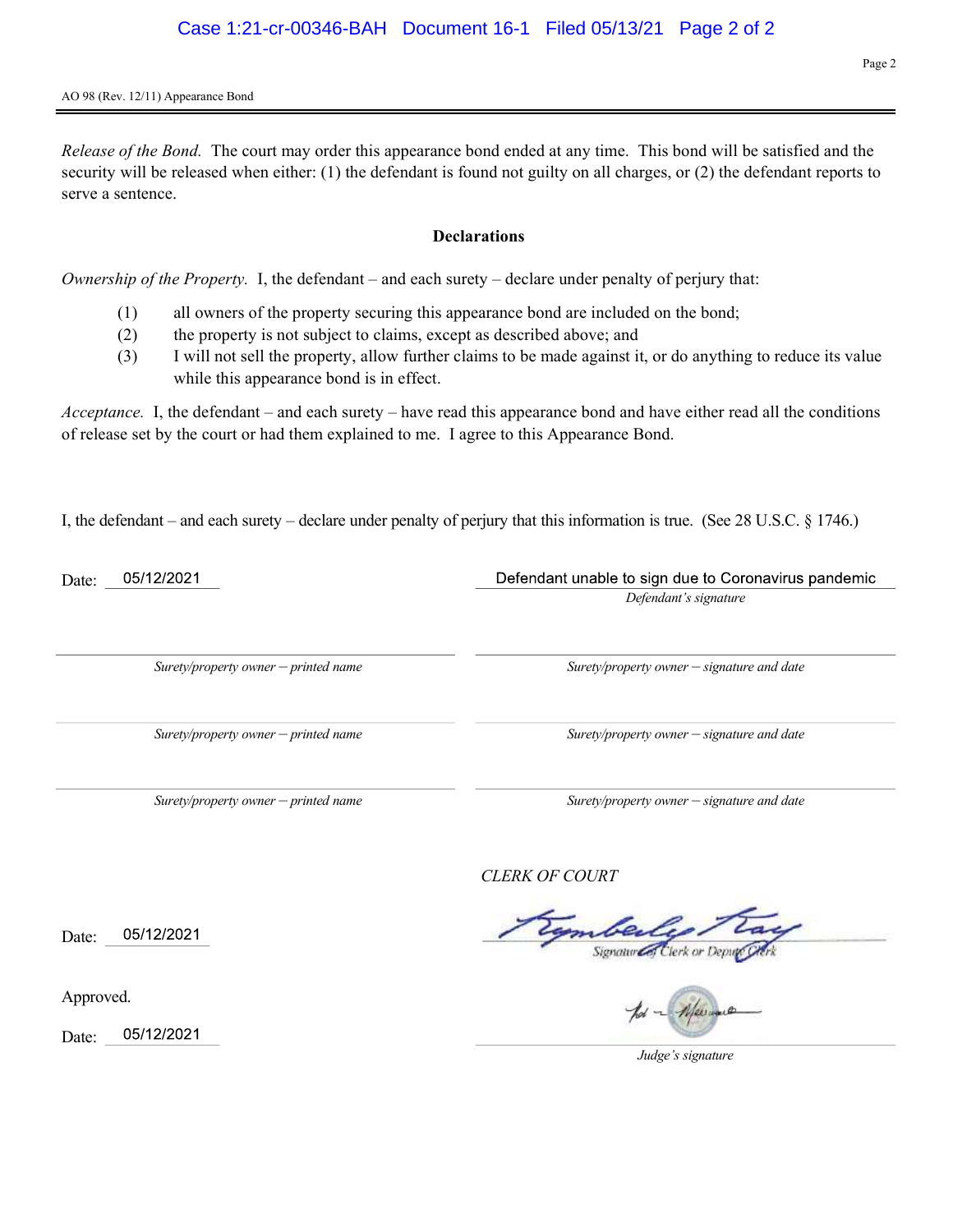AO 98 (Rev. 12/11) Appearance Bond

*Release of the Bond.* The court may order this appearance bond ended at any time. This bond will be satisfied and the security will be released when either: (1) the defendant is found not guilty on all charges, or (2) the defendant reports to serve a sentence.

**Declarations**

*Ownership of the Property.* I, the defendant – and each surety – declare under penalty of perjury that:

(1) all owners of the property securing this appearance bond are included on the bond;
(2) the property is not subject to claims, except as described above; and
(3) I will not sell the property, allow further claims to be made against it, or do anything to reduce its value while this appearance bond is in effect.

*Acceptance.* I, the defendant – and each surety – have read this appearance bond and have either read all the conditions of release set by the court or had them explained to me. I agree to this Appearance Bond.

I, the defendant – and each surety – declare under penalty of perjury that this information is true. (See 28 U.S.C. § 1746.)

Date: 05/12/2021

Defendant unable to sign due to Coronavirus pandemic
*Defendant's signature*

*Surety/property owner – printed name* | *Surety/property owner – signature and date*

*Surety/property owner – printed name* | *Surety/property owner – signature and date*

*Surety/property owner – printed name* | *Surety/property owner – signature and date*

*CLERK OF COURT*

Date: 05/12/2021

Kymberly Kay
Signature of Clerk or Deputy Clerk

Approved.

Date: 05/12/2021

*Judge's signature*